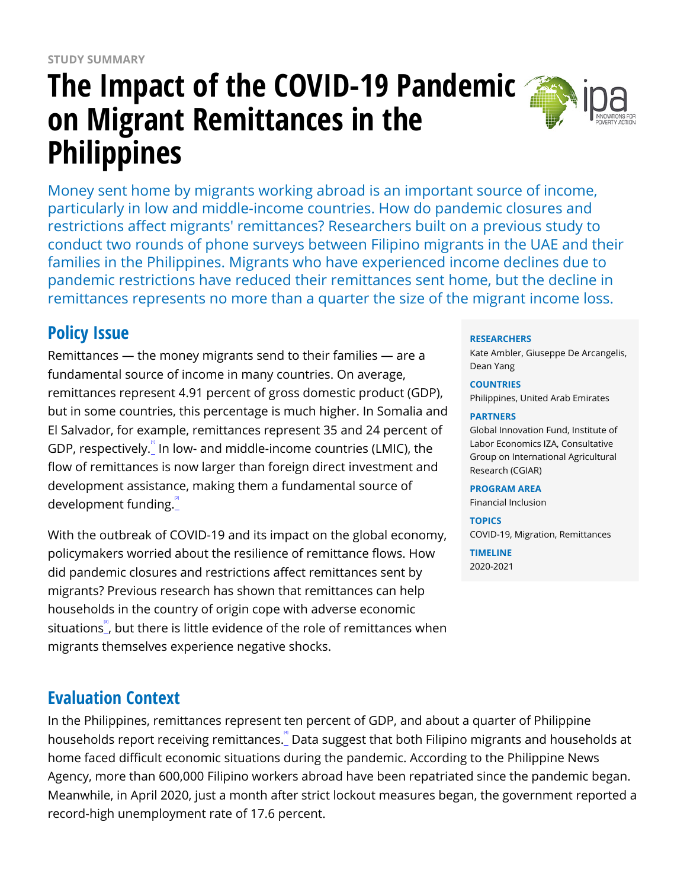STUDY SUMMARY

# The Impact of the COVID-19 Pandemic on Migrant Remittances in the Philippines

Money sent home by migrants working abroad is an important source of income, particularly in low and middle-income countries. How do pandemic closures and restrictions affect migrants' remittances? Researchers built on a previous study to conduct two rounds of phone surveys between Filipino migrants in the UAE and their families in the Philippines. Migrants who have experienced income declines due to pandemic restrictions have reduced their remittances sent home, but the decline in remittances represents no more than a quarter the size of the migrant income loss.

**RESEARCHERS**
Kate Ambler, Giuseppe De Arcangelis, Dean Yang

**COUNTRIES**
Philippines, United Arab Emirates

**PARTNERS**
Global Innovation Fund, Institute of Labor Economics IZA, Consultative Group on International Agricultural Research (CGIAR)

**PROGRAM AREA**
Financial Inclusion

**TOPICS**
COVID-19, Migration, Remittances

**TIMELINE**
2020-2021

## Policy Issue

Remittances — the money migrants send to their families — are a fundamental source of income in many countries. On average, remittances represent 4.91 percent of gross domestic product (GDP), but in some countries, this percentage is much higher. In Somalia and El Salvador, for example, remittances represent 35 and 24 percent of GDP, respectively.[1] In low- and middle-income countries (LMIC), the flow of remittances is now larger than foreign direct investment and development assistance, making them a fundamental source of development funding.[2]

With the outbreak of COVID-19 and its impact on the global economy, policymakers worried about the resilience of remittance flows. How did pandemic closures and restrictions affect remittances sent by migrants? Previous research has shown that remittances can help households in the country of origin cope with adverse economic situations[3], but there is little evidence of the role of remittances when migrants themselves experience negative shocks.

## Evaluation Context

In the Philippines, remittances represent ten percent of GDP, and about a quarter of Philippine households report receiving remittances.[4] Data suggest that both Filipino migrants and households at home faced difficult economic situations during the pandemic. According to the Philippine News Agency, more than 600,000 Filipino workers abroad have been repatriated since the pandemic began. Meanwhile, in April 2020, just a month after strict lockout measures began, the government reported a record-high unemployment rate of 17.6 percent.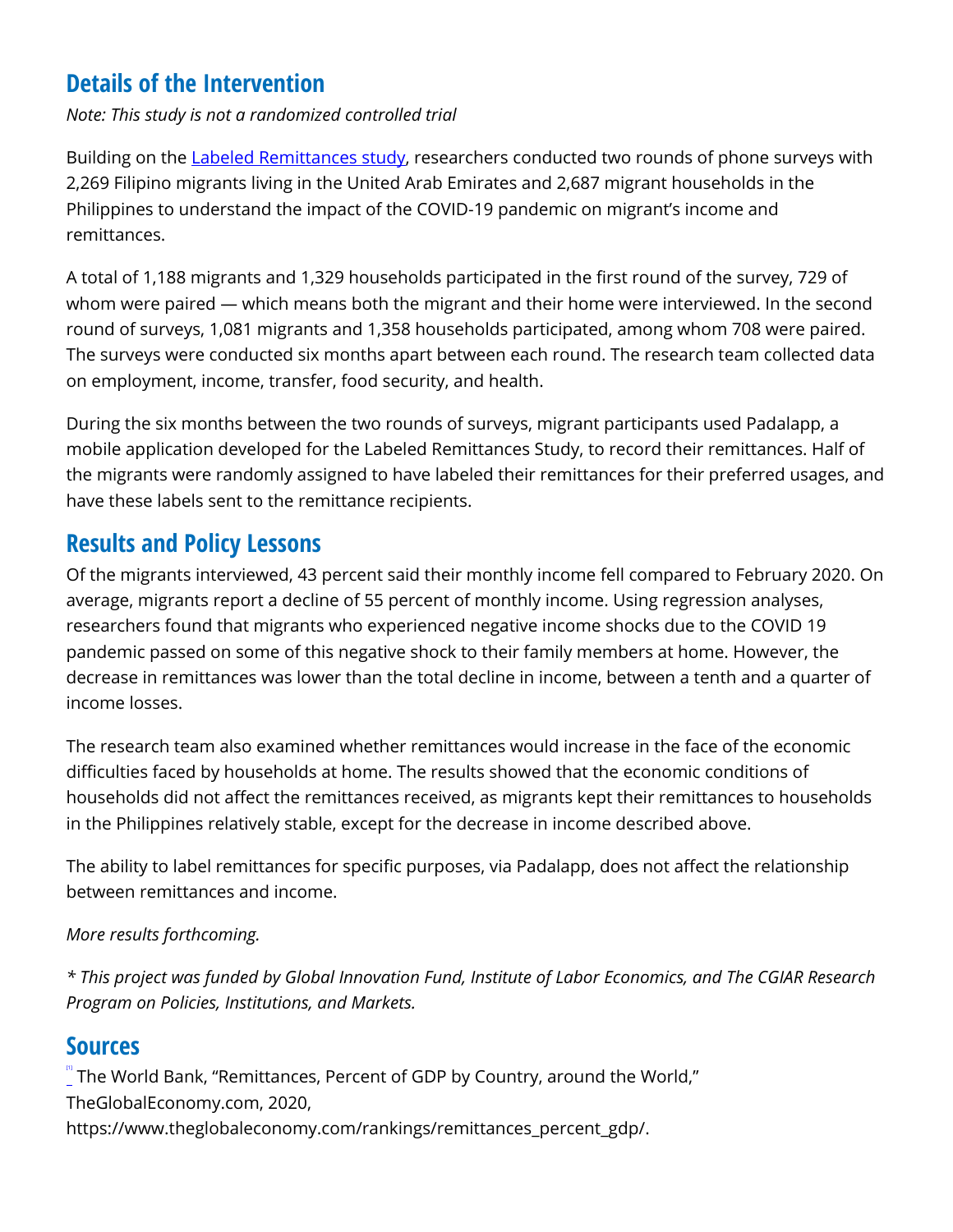## Details of the Intervention

*Note: This study is not a randomized controlled trial*

Building on the [Labeled Remittances study](), researchers conducted two rounds of phone surveys with 2,269 Filipino migrants living in the United Arab Emirates and 2,687 migrant households in the Philippines to understand the impact of the COVID-19 pandemic on migrant's income and remittances.

A total of 1,188 migrants and 1,329 households participated in the first round of the survey, 729 of whom were paired — which means both the migrant and their home were interviewed. In the second round of surveys, 1,081 migrants and 1,358 households participated, among whom 708 were paired. The surveys were conducted six months apart between each round. The research team collected data on employment, income, transfer, food security, and health.

During the six months between the two rounds of surveys, migrant participants used Padalapp, a mobile application developed for the Labeled Remittances Study, to record their remittances. Half of the migrants were randomly assigned to have labeled their remittances for their preferred usages, and have these labels sent to the remittance recipients.

## Results and Policy Lessons

Of the migrants interviewed, 43 percent said their monthly income fell compared to February 2020. On average, migrants report a decline of 55 percent of monthly income. Using regression analyses, researchers found that migrants who experienced negative income shocks due to the COVID 19 pandemic passed on some of this negative shock to their family members at home. However, the decrease in remittances was lower than the total decline in income, between a tenth and a quarter of income losses.

The research team also examined whether remittances would increase in the face of the economic difficulties faced by households at home. The results showed that the economic conditions of households did not affect the remittances received, as migrants kept their remittances to households in the Philippines relatively stable, except for the decrease in income described above.

The ability to label remittances for specific purposes, via Padalapp, does not affect the relationship between remittances and income.

*More results forthcoming.*

*\* This project was funded by Global Innovation Fund, Institute of Labor Economics, and The CGIAR Research Program on Policies, Institutions, and Markets.*

## Sources

[1] The World Bank, "Remittances, Percent of GDP by Country, around the World," TheGlobalEconomy.com, 2020, https://www.theglobaleconomy.com/rankings/remittances_percent_gdp/.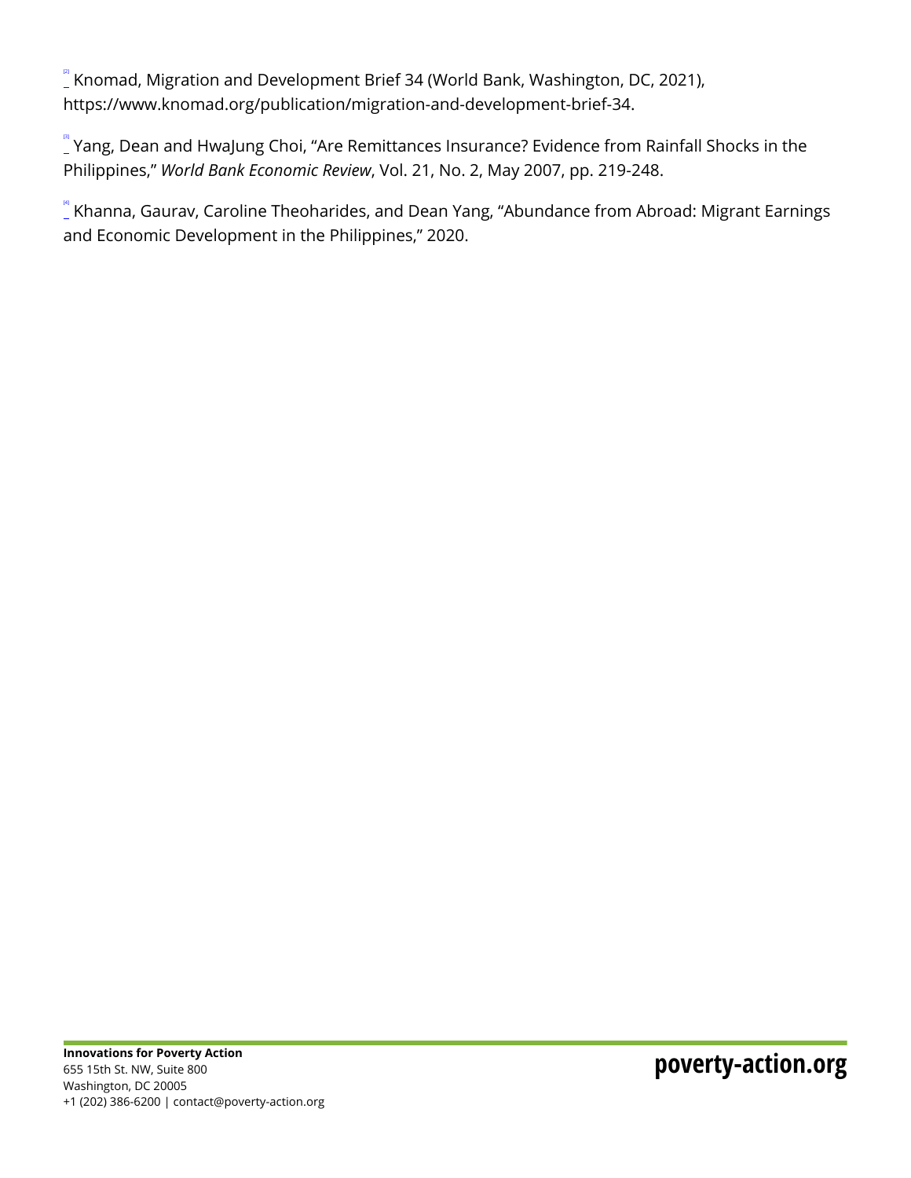[2] Knomad, Migration and Development Brief 34 (World Bank, Washington, DC, 2021), https://www.knomad.org/publication/migration-and-development-brief-34.

[3] Yang, Dean and HwaJung Choi, “Are Remittances Insurance? Evidence from Rainfall Shocks in the Philippines,” *World Bank Economic Review*, Vol. 21, No. 2, May 2007, pp. 219-248.

[4] Khanna, Gaurav, Caroline Theoharides, and Dean Yang, “Abundance from Abroad: Migrant Earnings and Economic Development in the Philippines,” 2020.